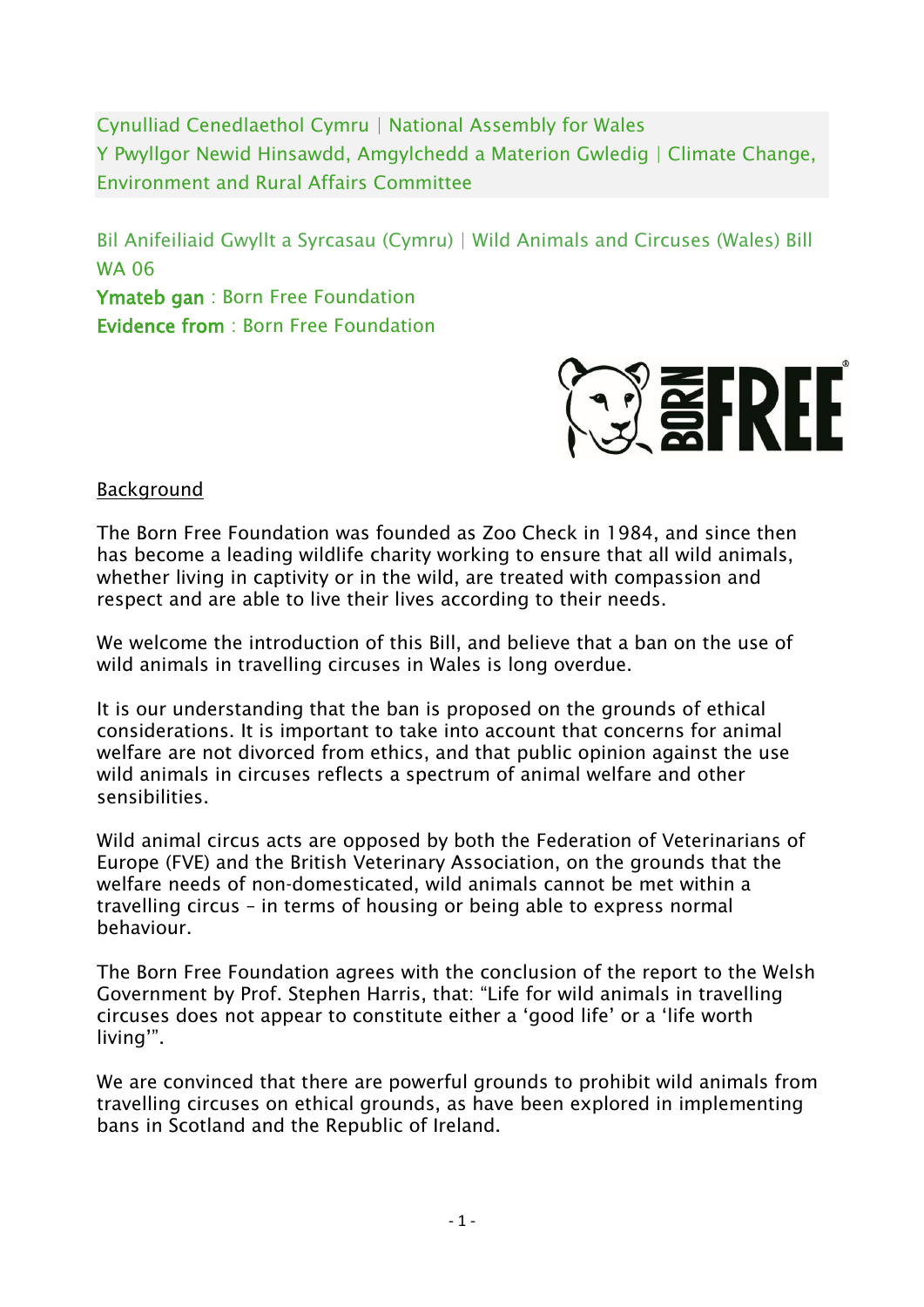Cynulliad Cenedlaethol Cymru | National Assembly for Wales
Y Pwyllgor Newid Hinsawdd, Amgylchedd a Materion Gwledig | Climate Change, Environment and Rural Affairs Committee

Bil Anifeiliaid Gwyllt a Syrcasau (Cymru) | Wild Animals and Circuses (Wales) Bill
WA 06
**Ymateb gan** : Born Free Foundation
**Evidence from** : Born Free Foundation

## Background

The Born Free Foundation was founded as Zoo Check in 1984, and since then has become a leading wildlife charity working to ensure that all wild animals, whether living in captivity or in the wild, are treated with compassion and respect and are able to live their lives according to their needs.

We welcome the introduction of this Bill, and believe that a ban on the use of wild animals in travelling circuses in Wales is long overdue.

It is our understanding that the ban is proposed on the grounds of ethical considerations. It is important to take into account that concerns for animal welfare are not divorced from ethics, and that public opinion against the use wild animals in circuses reflects a spectrum of animal welfare and other sensibilities.

Wild animal circus acts are opposed by both the Federation of Veterinarians of Europe (FVE) and the British Veterinary Association, on the grounds that the welfare needs of non-domesticated, wild animals cannot be met within a travelling circus – in terms of housing or being able to express normal behaviour.

The Born Free Foundation agrees with the conclusion of the report to the Welsh Government by Prof. Stephen Harris, that: "Life for wild animals in travelling circuses does not appear to constitute either a 'good life' or a 'life worth living'".

We are convinced that there are powerful grounds to prohibit wild animals from travelling circuses on ethical grounds, as have been explored in implementing bans in Scotland and the Republic of Ireland.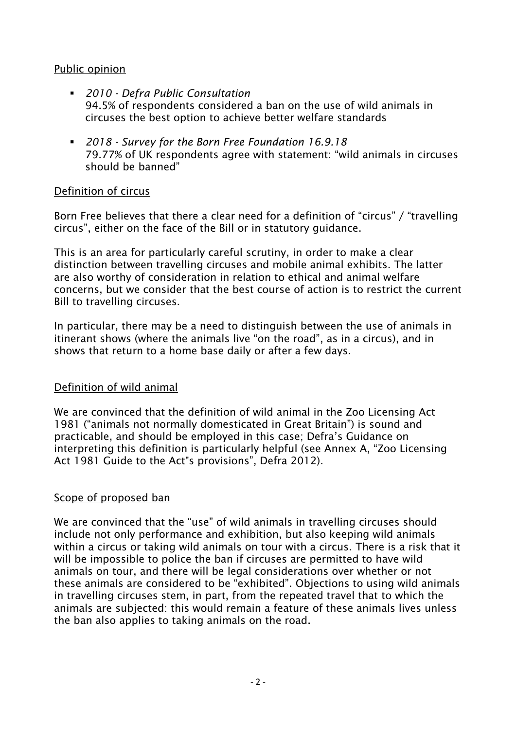## Public opinion

- *2010 - Defra Public Consultation*
  94.5% of respondents considered a ban on the use of wild animals in circuses the best option to achieve better welfare standards
- *2018 - Survey for the Born Free Foundation 16.9.18*
  79.77% of UK respondents agree with statement: "wild animals in circuses should be banned"

## Definition of circus

Born Free believes that there a clear need for a definition of "circus" / "travelling circus", either on the face of the Bill or in statutory guidance.

This is an area for particularly careful scrutiny, in order to make a clear distinction between travelling circuses and mobile animal exhibits. The latter are also worthy of consideration in relation to ethical and animal welfare concerns, but we consider that the best course of action is to restrict the current Bill to travelling circuses.

In particular, there may be a need to distinguish between the use of animals in itinerant shows (where the animals live "on the road", as in a circus), and in shows that return to a home base daily or after a few days.

## Definition of wild animal

We are convinced that the definition of wild animal in the Zoo Licensing Act 1981 ("animals not normally domesticated in Great Britain") is sound and practicable, and should be employed in this case; Defra's Guidance on interpreting this definition is particularly helpful (see Annex A, "Zoo Licensing Act 1981 Guide to the Act"s provisions", Defra 2012).

## Scope of proposed ban

We are convinced that the "use" of wild animals in travelling circuses should include not only performance and exhibition, but also keeping wild animals within a circus or taking wild animals on tour with a circus. There is a risk that it will be impossible to police the ban if circuses are permitted to have wild animals on tour, and there will be legal considerations over whether or not these animals are considered to be "exhibited". Objections to using wild animals in travelling circuses stem, in part, from the repeated travel that to which the animals are subjected: this would remain a feature of these animals lives unless the ban also applies to taking animals on the road.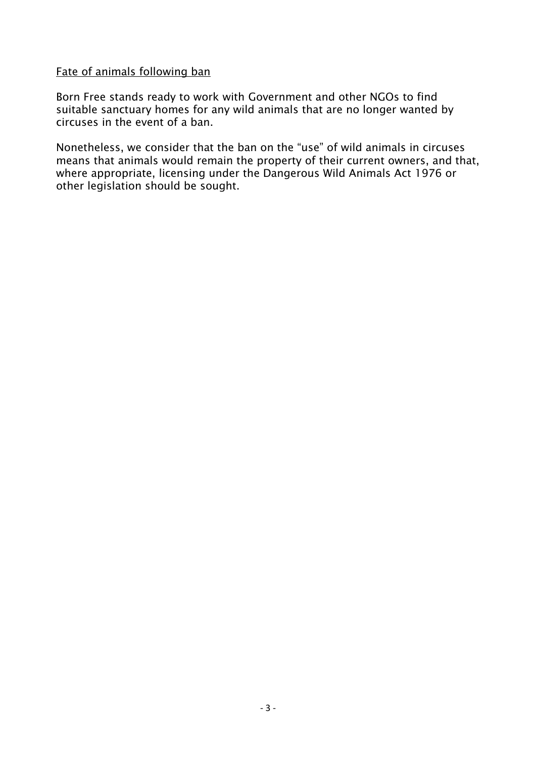## Fate of animals following ban

Born Free stands ready to work with Government and other NGOs to find suitable sanctuary homes for any wild animals that are no longer wanted by circuses in the event of a ban.

Nonetheless, we consider that the ban on the "use" of wild animals in circuses means that animals would remain the property of their current owners, and that, where appropriate, licensing under the Dangerous Wild Animals Act 1976 or other legislation should be sought.